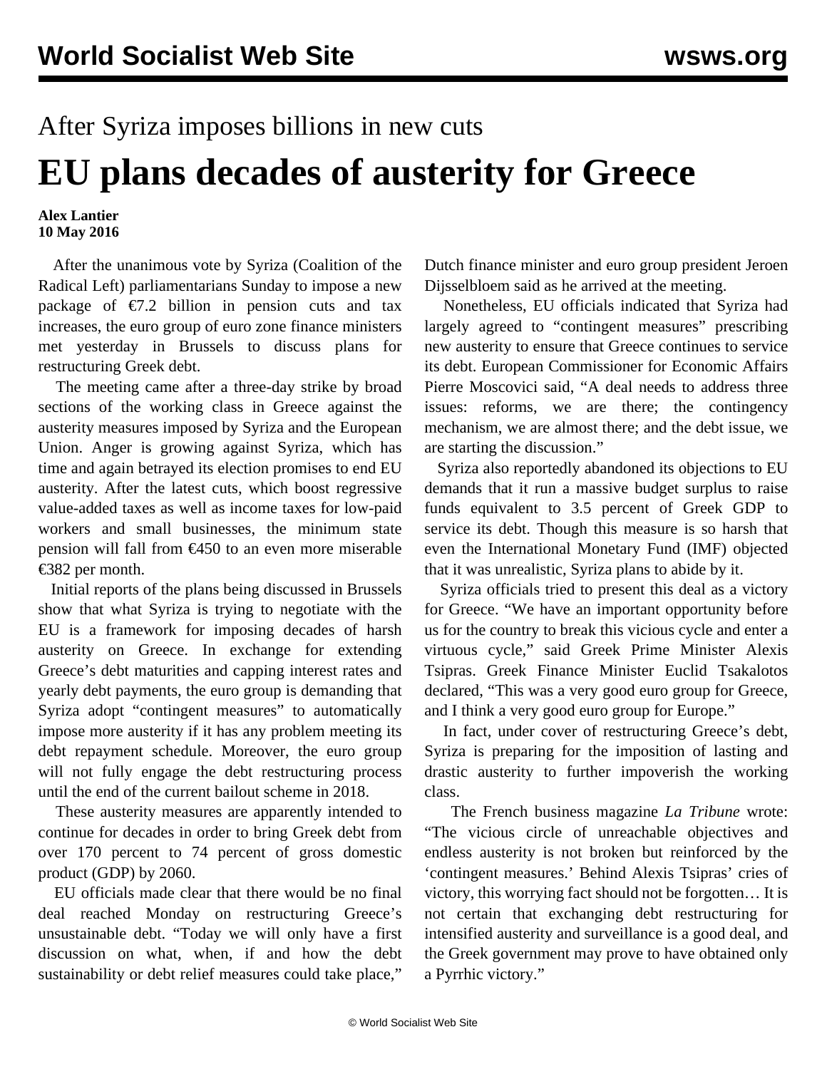## After Syriza imposes billions in new cuts

# EU plans decades of austerity for Greece

**Alex Lantier**
**10 May 2016**

After the unanimous vote by Syriza (Coalition of the Radical Left) parliamentarians Sunday to impose a new package of €7.2 billion in pension cuts and tax increases, the euro group of euro zone finance ministers met yesterday in Brussels to discuss plans for restructuring Greek debt.

The meeting came after a three-day strike by broad sections of the working class in Greece against the austerity measures imposed by Syriza and the European Union. Anger is growing against Syriza, which has time and again betrayed its election promises to end EU austerity. After the latest cuts, which boost regressive value-added taxes as well as income taxes for low-paid workers and small businesses, the minimum state pension will fall from €450 to an even more miserable €382 per month.

Initial reports of the plans being discussed in Brussels show that what Syriza is trying to negotiate with the EU is a framework for imposing decades of harsh austerity on Greece. In exchange for extending Greece's debt maturities and capping interest rates and yearly debt payments, the euro group is demanding that Syriza adopt "contingent measures" to automatically impose more austerity if it has any problem meeting its debt repayment schedule. Moreover, the euro group will not fully engage the debt restructuring process until the end of the current bailout scheme in 2018.

These austerity measures are apparently intended to continue for decades in order to bring Greek debt from over 170 percent to 74 percent of gross domestic product (GDP) by 2060.

EU officials made clear that there would be no final deal reached Monday on restructuring Greece's unsustainable debt. "Today we will only have a first discussion on what, when, if and how the debt sustainability or debt relief measures could take place," Dutch finance minister and euro group president Jeroen Dijsselbloem said as he arrived at the meeting.

Nonetheless, EU officials indicated that Syriza had largely agreed to "contingent measures" prescribing new austerity to ensure that Greece continues to service its debt. European Commissioner for Economic Affairs Pierre Moscovici said, "A deal needs to address three issues: reforms, we are there; the contingency mechanism, we are almost there; and the debt issue, we are starting the discussion."

Syriza also reportedly abandoned its objections to EU demands that it run a massive budget surplus to raise funds equivalent to 3.5 percent of Greek GDP to service its debt. Though this measure is so harsh that even the International Monetary Fund (IMF) objected that it was unrealistic, Syriza plans to abide by it.

Syriza officials tried to present this deal as a victory for Greece. "We have an important opportunity before us for the country to break this vicious cycle and enter a virtuous cycle," said Greek Prime Minister Alexis Tsipras. Greek Finance Minister Euclid Tsakalotos declared, "This was a very good euro group for Greece, and I think a very good euro group for Europe."

In fact, under cover of restructuring Greece's debt, Syriza is preparing for the imposition of lasting and drastic austerity to further impoverish the working class.

The French business magazine *La Tribune* wrote: "The vicious circle of unreachable objectives and endless austerity is not broken but reinforced by the 'contingent measures.' Behind Alexis Tsipras' cries of victory, this worrying fact should not be forgotten… It is not certain that exchanging debt restructuring for intensified austerity and surveillance is a good deal, and the Greek government may prove to have obtained only a Pyrrhic victory."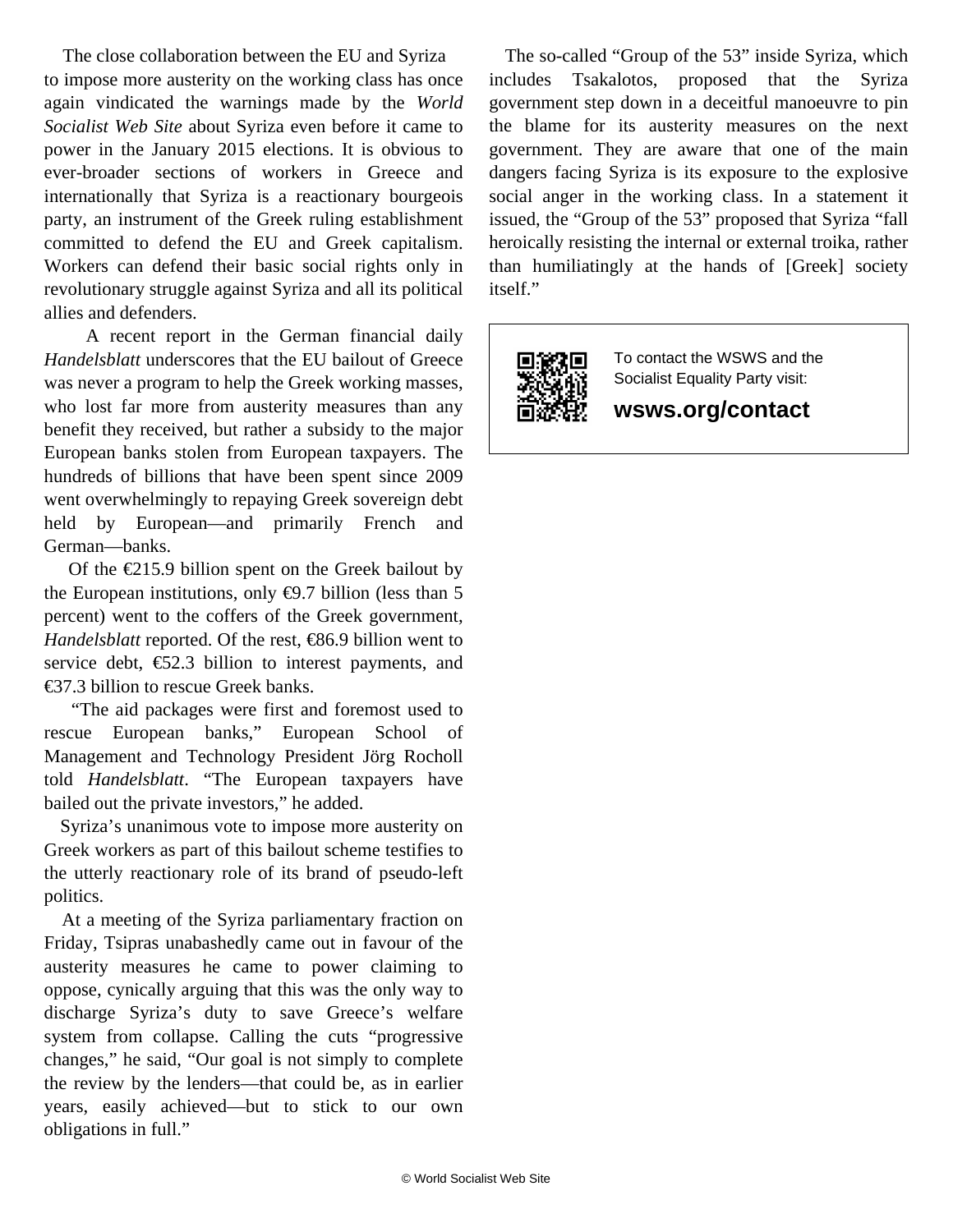The close collaboration between the EU and Syriza to impose more austerity on the working class has once again vindicated the warnings made by the *World Socialist Web Site* about Syriza even before it came to power in the January 2015 elections. It is obvious to ever-broader sections of workers in Greece and internationally that Syriza is a reactionary bourgeois party, an instrument of the Greek ruling establishment committed to defend the EU and Greek capitalism. Workers can defend their basic social rights only in revolutionary struggle against Syriza and all its political allies and defenders.

A recent report in the German financial daily *Handelsblatt* underscores that the EU bailout of Greece was never a program to help the Greek working masses, who lost far more from austerity measures than any benefit they received, but rather a subsidy to the major European banks stolen from European taxpayers. The hundreds of billions that have been spent since 2009 went overwhelmingly to repaying Greek sovereign debt held by European—and primarily French and German—banks.

Of the €215.9 billion spent on the Greek bailout by the European institutions, only €9.7 billion (less than 5 percent) went to the coffers of the Greek government, *Handelsblatt* reported. Of the rest, €86.9 billion went to service debt, €52.3 billion to interest payments, and €37.3 billion to rescue Greek banks.

"The aid packages were first and foremost used to rescue European banks," European School of Management and Technology President Jörg Rocholl told *Handelsblatt*. "The European taxpayers have bailed out the private investors," he added.

Syriza's unanimous vote to impose more austerity on Greek workers as part of this bailout scheme testifies to the utterly reactionary role of its brand of pseudo-left politics.

At a meeting of the Syriza parliamentary fraction on Friday, Tsipras unabashedly came out in favour of the austerity measures he came to power claiming to oppose, cynically arguing that this was the only way to discharge Syriza's duty to save Greece's welfare system from collapse. Calling the cuts "progressive changes," he said, "Our goal is not simply to complete the review by the lenders—that could be, as in earlier years, easily achieved—but to stick to our own obligations in full."

The so-called "Group of the 53" inside Syriza, which includes Tsakalotos, proposed that the Syriza government step down in a deceitful manoeuvre to pin the blame for its austerity measures on the next government. They are aware that one of the main dangers facing Syriza is its exposure to the explosive social anger in the working class. In a statement it issued, the "Group of the 53" proposed that Syriza "fall heroically resisting the internal or external troika, rather than humiliatingly at the hands of [Greek] society itself."

To contact the WSWS and the Socialist Equality Party visit:

**wsws.org/contact**